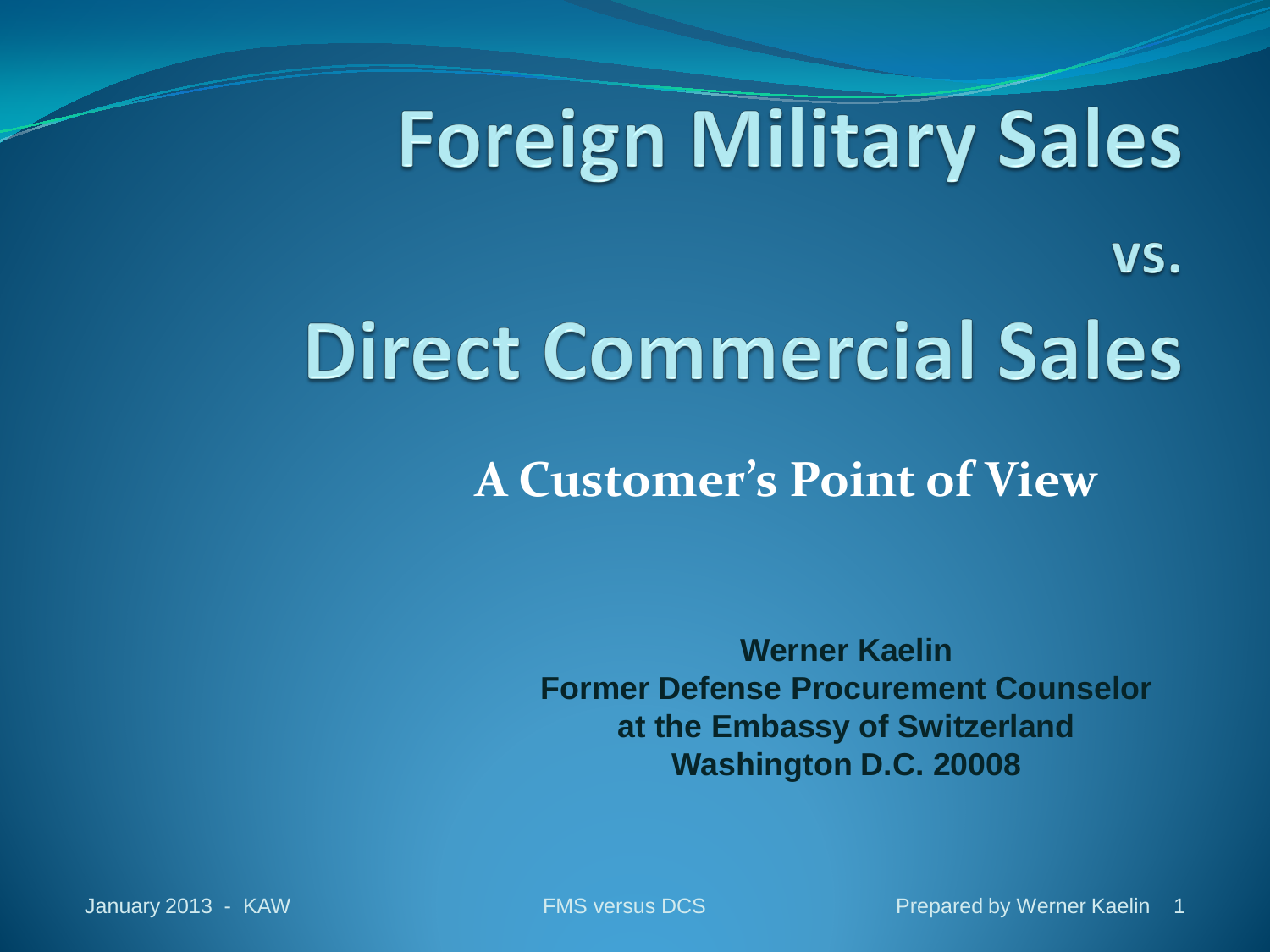# Foreign Military Sales

# vs.

# Direct Commercial Sales

## A Customer's Point of View

**Werner Kaelin**
**Former Defense Procurement Counselor**
**at the Embassy of Switzerland**
**Washington D.C. 20008**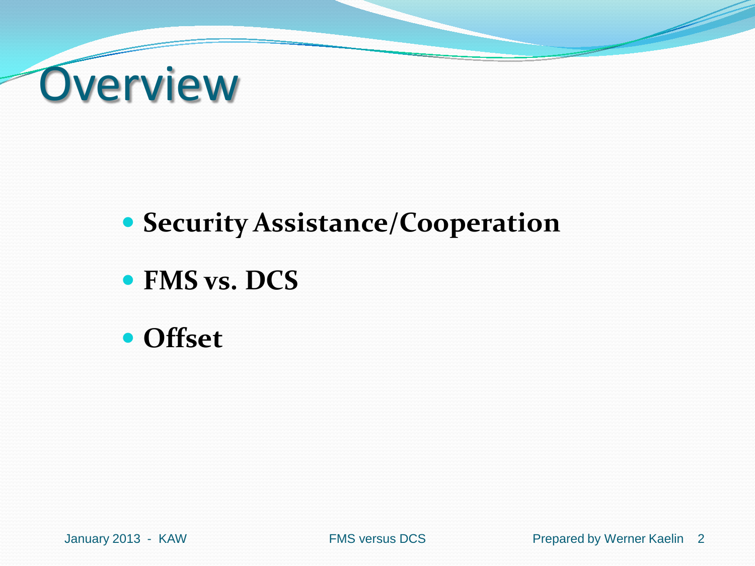# Overview

- **Security Assistance/Cooperation**
- **FMS vs. DCS**
- **Offset**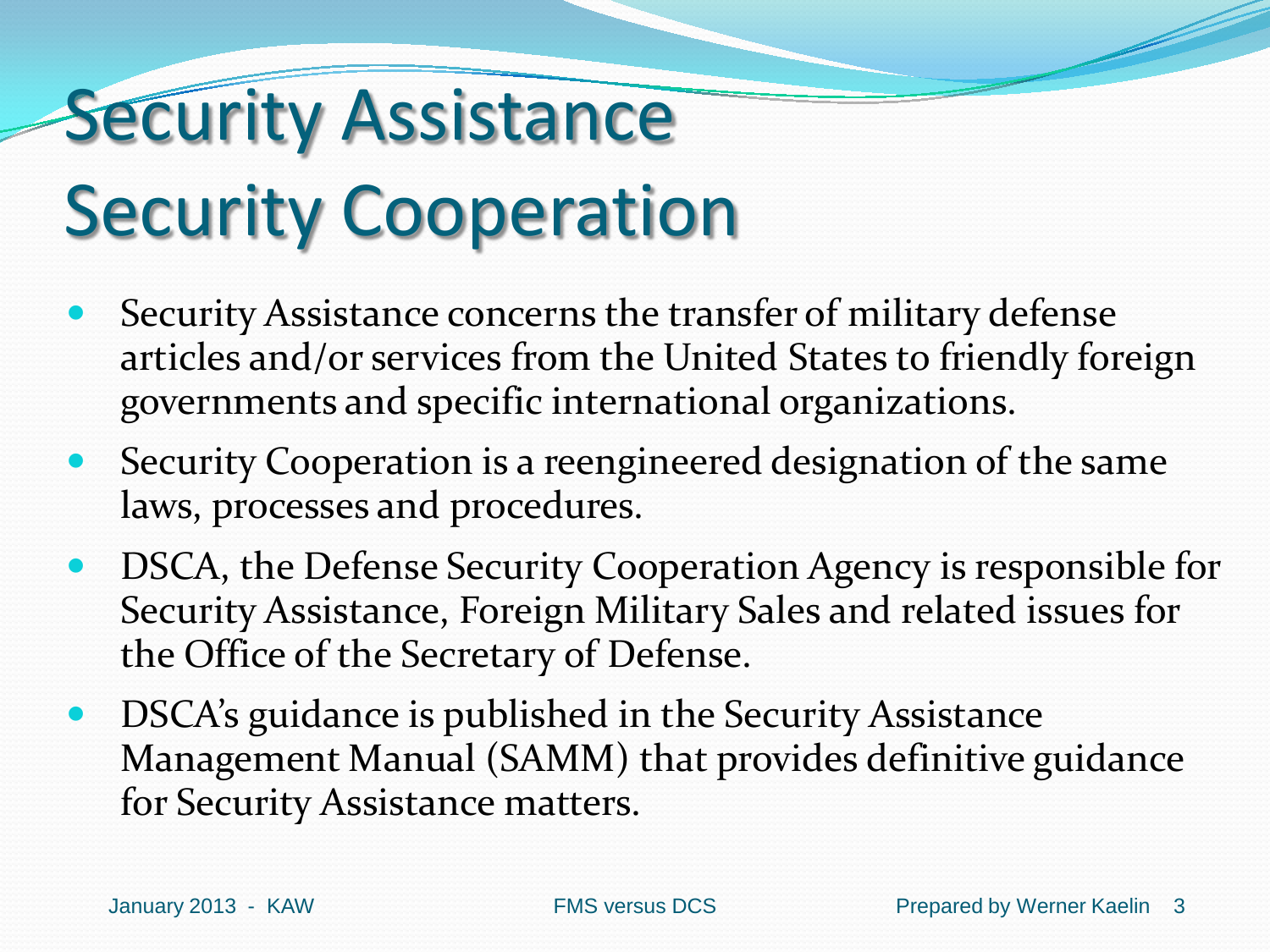# Security Assistance Security Cooperation

- Security Assistance concerns the transfer of military defense articles and/or services from the United States to friendly foreign governments and specific international organizations.
- Security Cooperation is a reengineered designation of the same laws, processes and procedures.
- DSCA, the Defense Security Cooperation Agency is responsible for Security Assistance, Foreign Military Sales and related issues for the Office of the Secretary of Defense.
- DSCA's guidance is published in the Security Assistance Management Manual (SAMM) that provides definitive guidance for Security Assistance matters.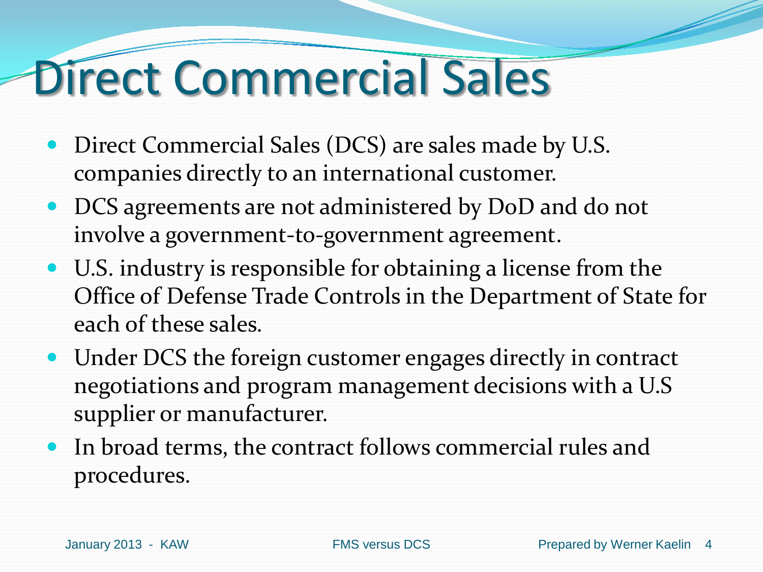# Direct Commercial Sales

- Direct Commercial Sales (DCS) are sales made by U.S. companies directly to an international customer.
- DCS agreements are not administered by DoD and do not involve a government-to-government agreement.
- U.S. industry is responsible for obtaining a license from the Office of Defense Trade Controls in the Department of State for each of these sales.
- Under DCS the foreign customer engages directly in contract negotiations and program management decisions with a U.S supplier or manufacturer.
- In broad terms, the contract follows commercial rules and procedures.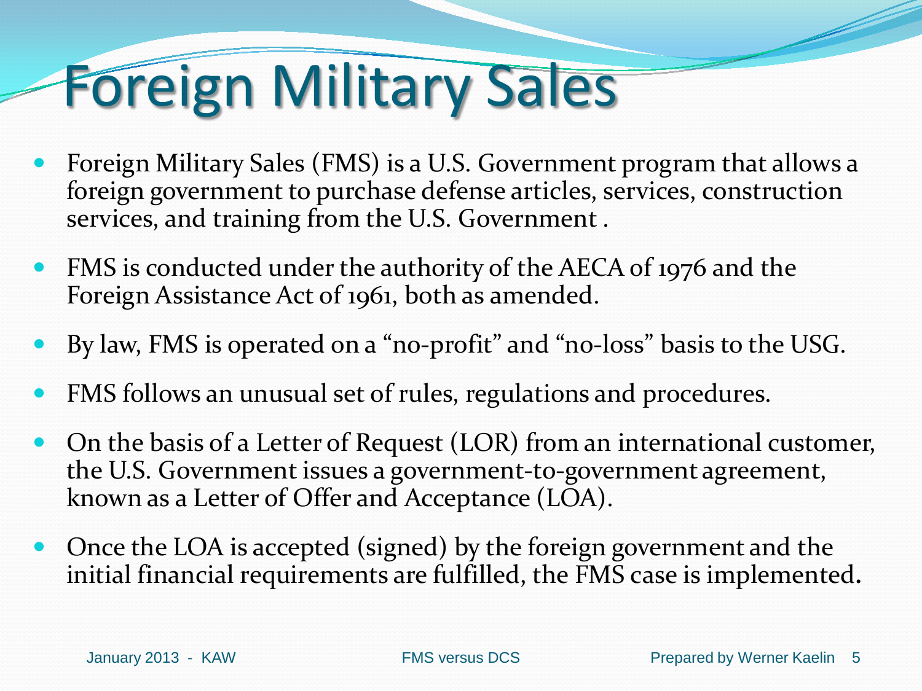# Foreign Military Sales

- Foreign Military Sales (FMS) is a U.S. Government program that allows a foreign government to purchase defense articles, services, construction services, and training from the U.S. Government .
- FMS is conducted under the authority of the AECA of 1976 and the Foreign Assistance Act of 1961, both as amended.
- By law, FMS is operated on a "no-profit" and "no-loss" basis to the USG.
- FMS follows an unusual set of rules, regulations and procedures.
- On the basis of a Letter of Request (LOR) from an international customer, the U.S. Government issues a government-to-government agreement, known as a Letter of Offer and Acceptance (LOA).
- Once the LOA is accepted (signed) by the foreign government and the initial financial requirements are fulfilled, the FMS case is implemented.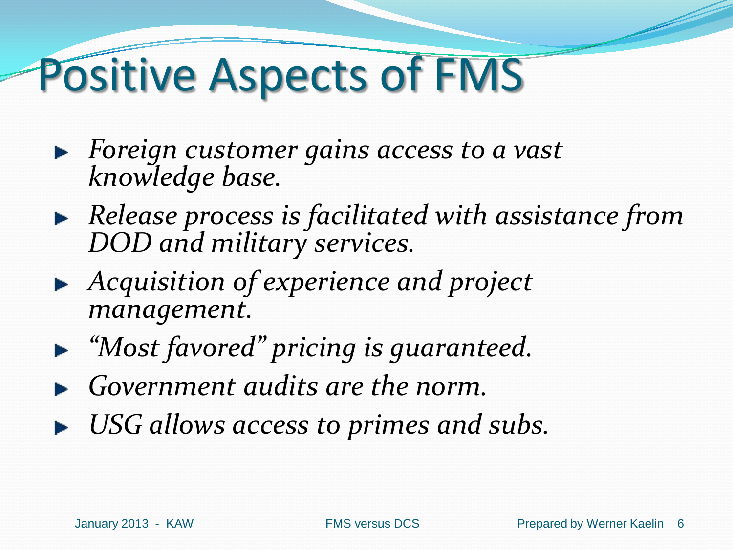# Positive Aspects of FMS

- *Foreign customer gains access to a vast knowledge base.*
- *Release process is facilitated with assistance from DOD and military services.*
- *Acquisition of experience and project management.*
- *"Most favored" pricing is guaranteed.*
- *Government audits are the norm.*
- *USG allows access to primes and subs.*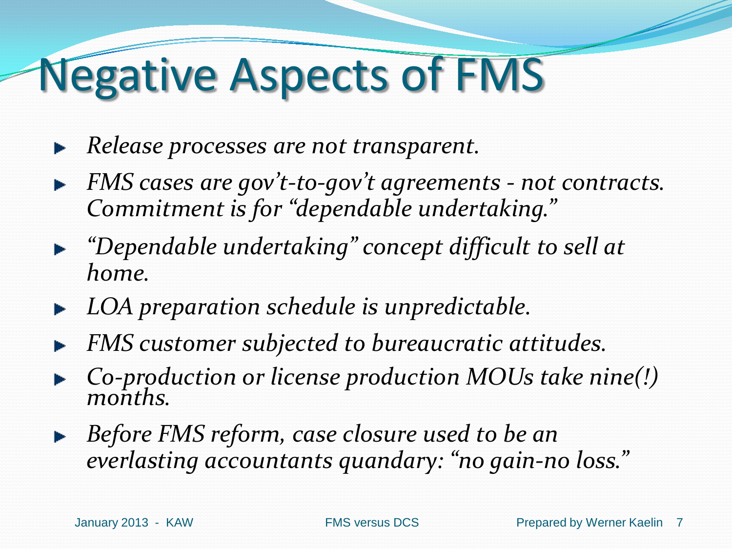# Negative Aspects of FMS

- *Release processes are not transparent.*
- *FMS cases are gov't-to-gov't agreements - not contracts. Commitment is for "dependable undertaking."*
- *"Dependable undertaking" concept difficult to sell at home.*
- *LOA preparation schedule is unpredictable.*
- *FMS customer subjected to bureaucratic attitudes.*
- *Co-production or license production MOUs take nine(!) months.*
- *Before FMS reform, case closure used to be an everlasting accountants quandary: "no gain-no loss."*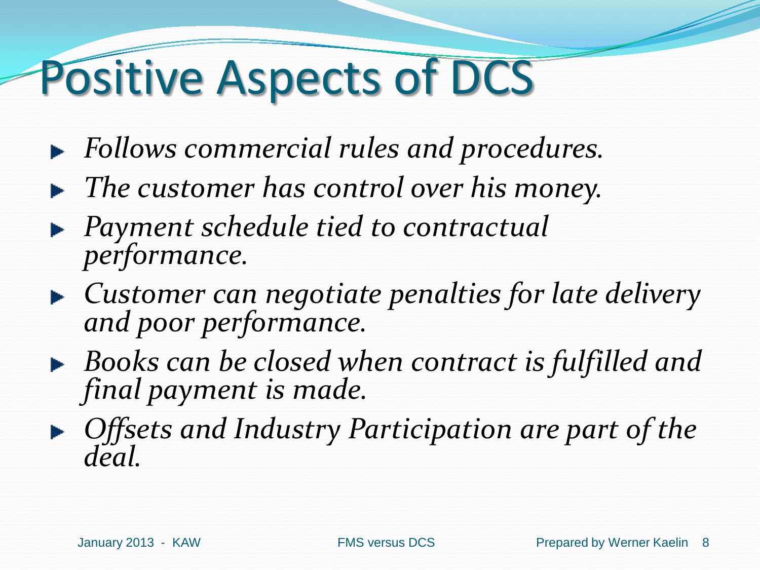# Positive Aspects of DCS

- *Follows commercial rules and procedures.*
- *The customer has control over his money.*
- *Payment schedule tied to contractual performance.*
- *Customer can negotiate penalties for late delivery and poor performance.*
- *Books can be closed when contract is fulfilled and final payment is made.*
- *Offsets and Industry Participation are part of the deal.*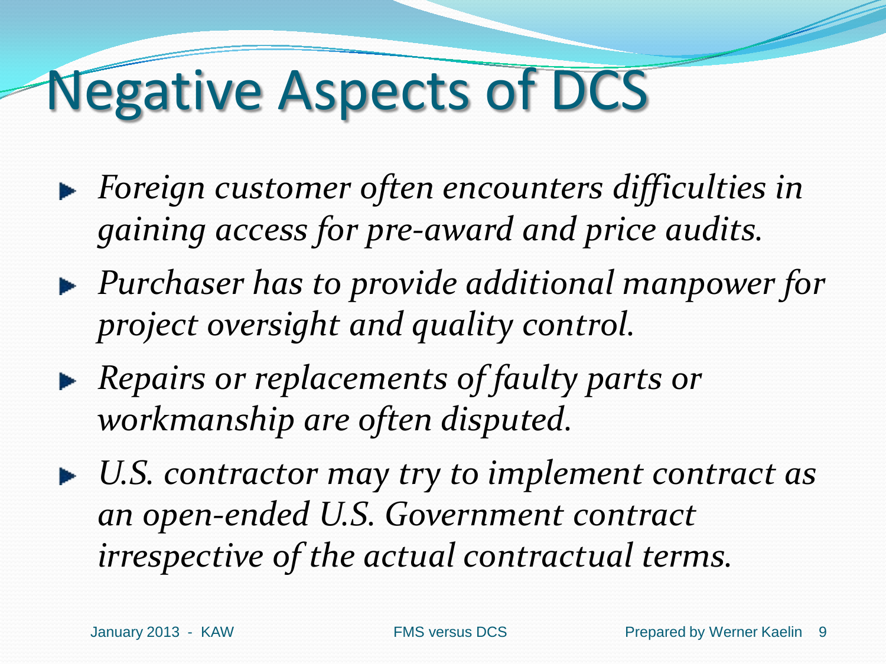# Negative Aspects of DCS

- *Foreign customer often encounters difficulties in gaining access for pre-award and price audits.*
- *Purchaser has to provide additional manpower for project oversight and quality control.*
- *Repairs or replacements of faulty parts or workmanship are often disputed.*
- *U.S. contractor may try to implement contract as an open-ended U.S. Government contract irrespective of the actual contractual terms.*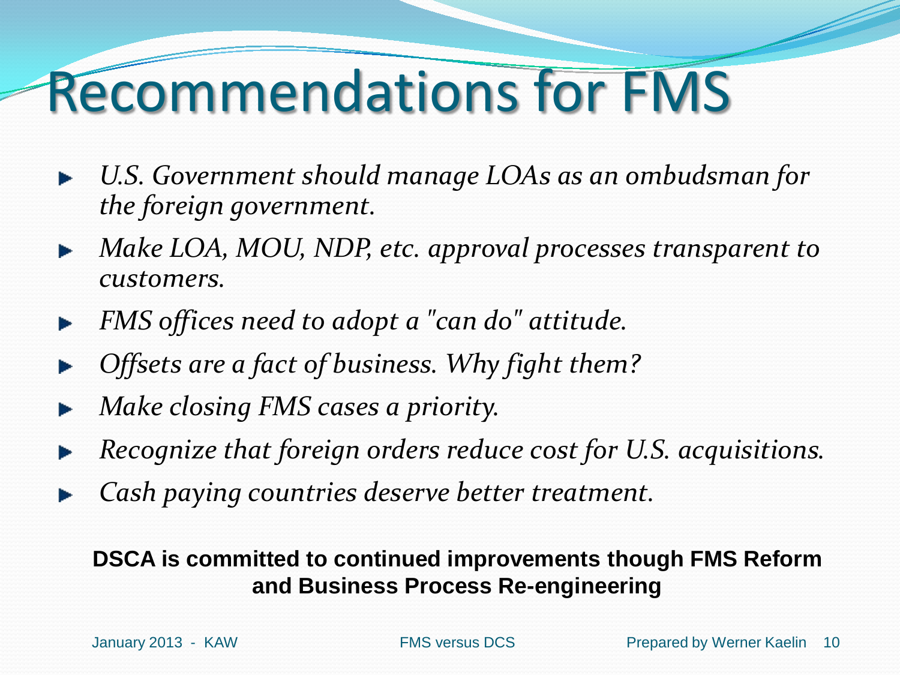# Recommendations for FMS

- *U.S. Government should manage LOAs as an ombudsman for the foreign government.*
- *Make LOA, MOU, NDP, etc. approval processes transparent to customers.*
- *FMS offices need to adopt a "can do" attitude.*
- *Offsets are a fact of business. Why fight them?*
- *Make closing FMS cases a priority.*
- *Recognize that foreign orders reduce cost for U.S. acquisitions.*
- *Cash paying countries deserve better treatment.*

**DSCA is committed to continued improvements though FMS Reform and Business Process Re-engineering**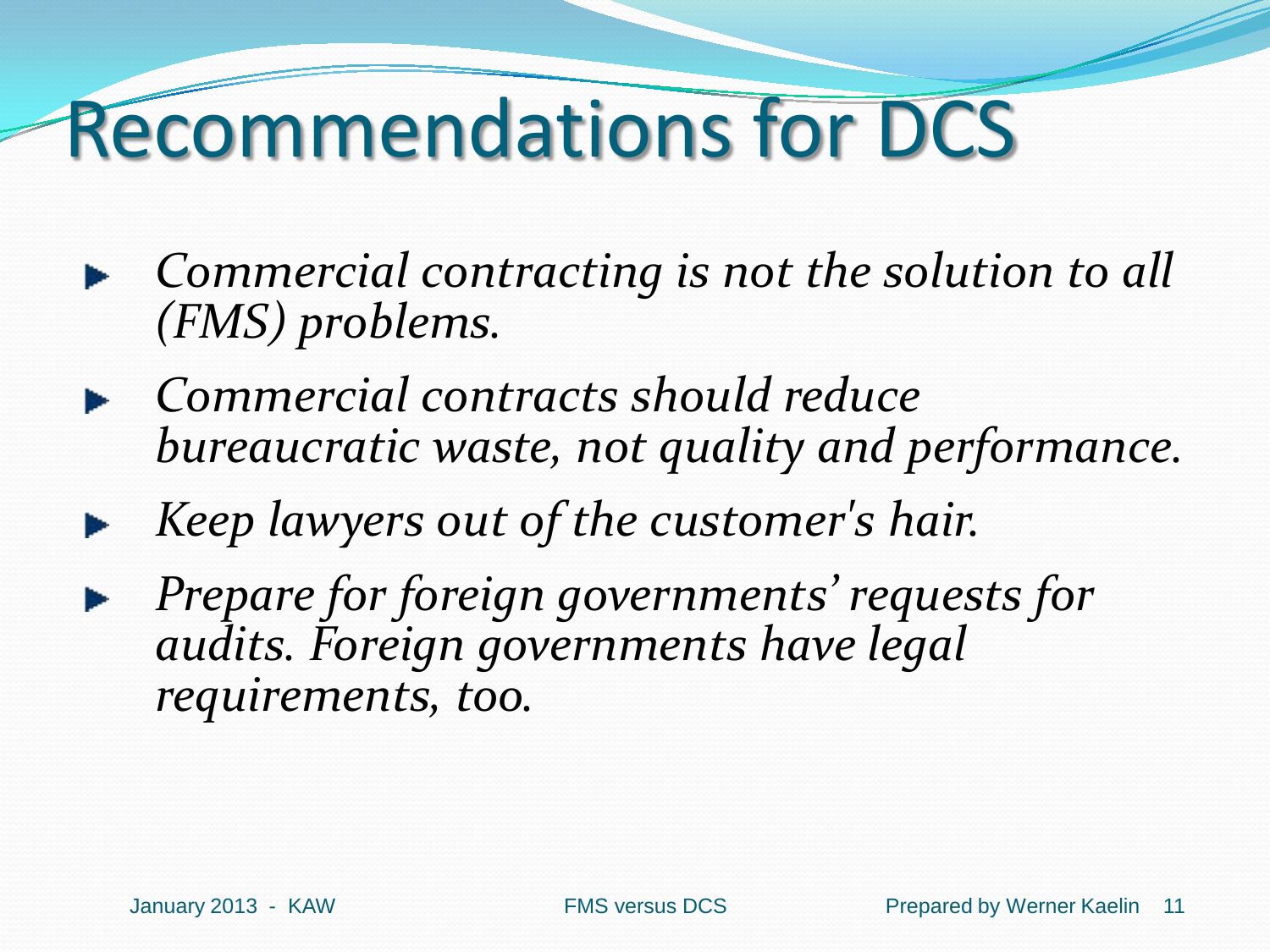# Recommendations for DCS

- *Commercial contracting is not the solution to all (FMS) problems.*
- *Commercial contracts should reduce bureaucratic waste, not quality and performance.*
- *Keep lawyers out of the customer's hair.*
- *Prepare for foreign governments' requests for audits. Foreign governments have legal requirements, too.*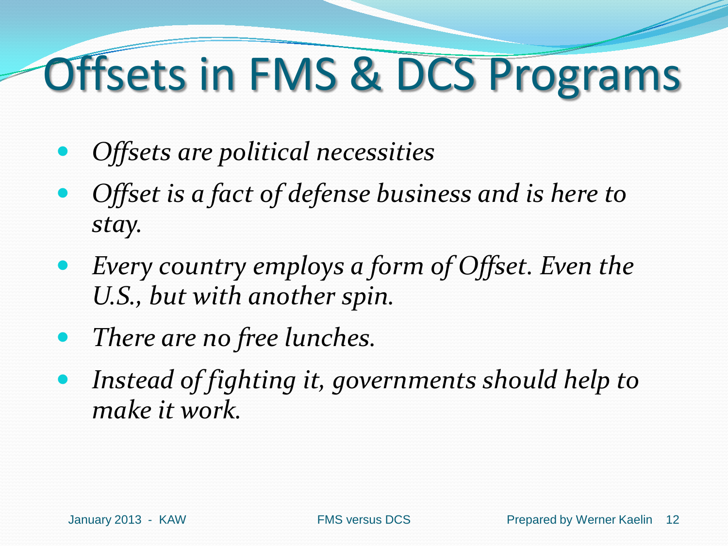# Offsets in FMS & DCS Programs

- *Offsets are political necessities*
- *Offset is a fact of defense business and is here to stay.*
- *Every country employs a form of Offset. Even the U.S., but with another spin.*
- *There are no free lunches.*
- *Instead of fighting it, governments should help to make it work.*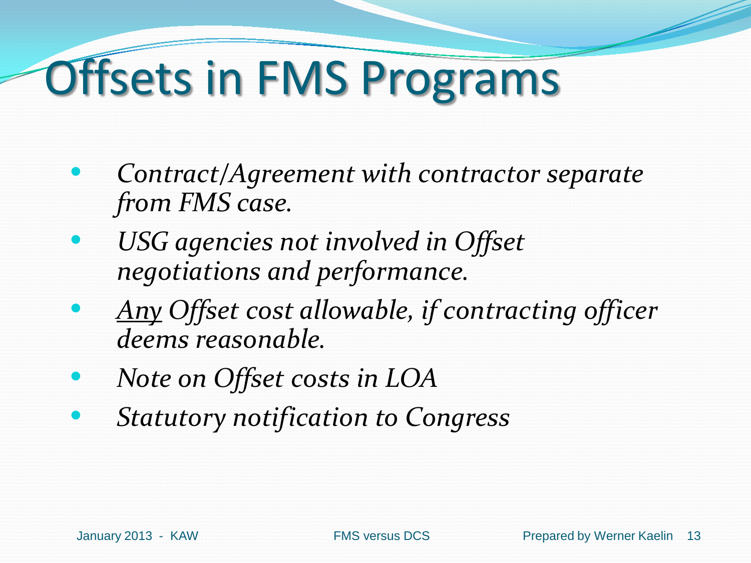# Offsets in FMS Programs

- *Contract/Agreement with contractor separate from FMS case.*
- *USG agencies not involved in Offset negotiations and performance.*
- *<u>Any</u> Offset cost allowable, if contracting officer deems reasonable.*
- *Note on Offset costs in LOA*
- *Statutory notification to Congress*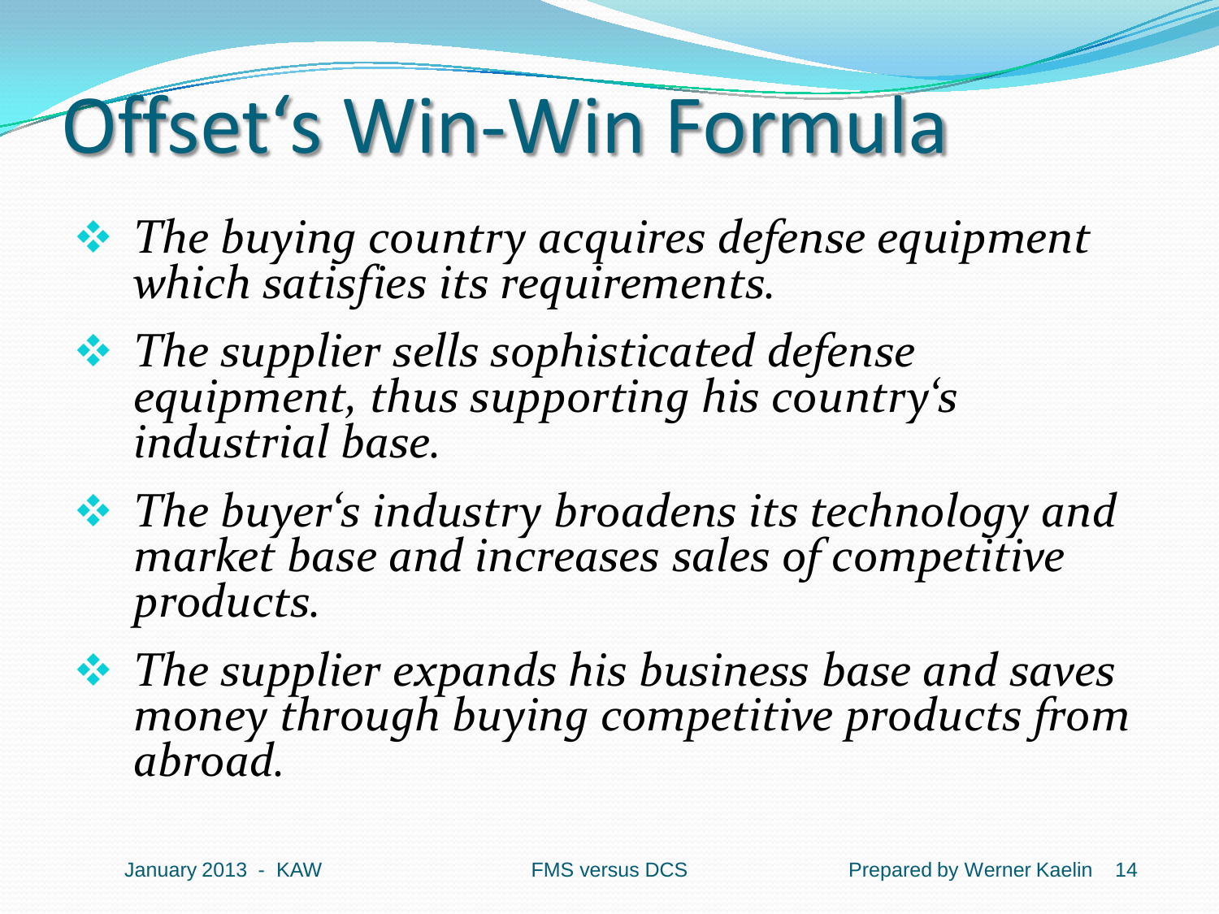# Offset's Win-Win Formula

- *The buying country acquires defense equipment which satisfies its requirements.*
- *The supplier sells sophisticated defense equipment, thus supporting his country's industrial base.*
- *The buyer's industry broadens its technology and market base and increases sales of competitive products.*
- *The supplier expands his business base and saves money through buying competitive products from abroad.*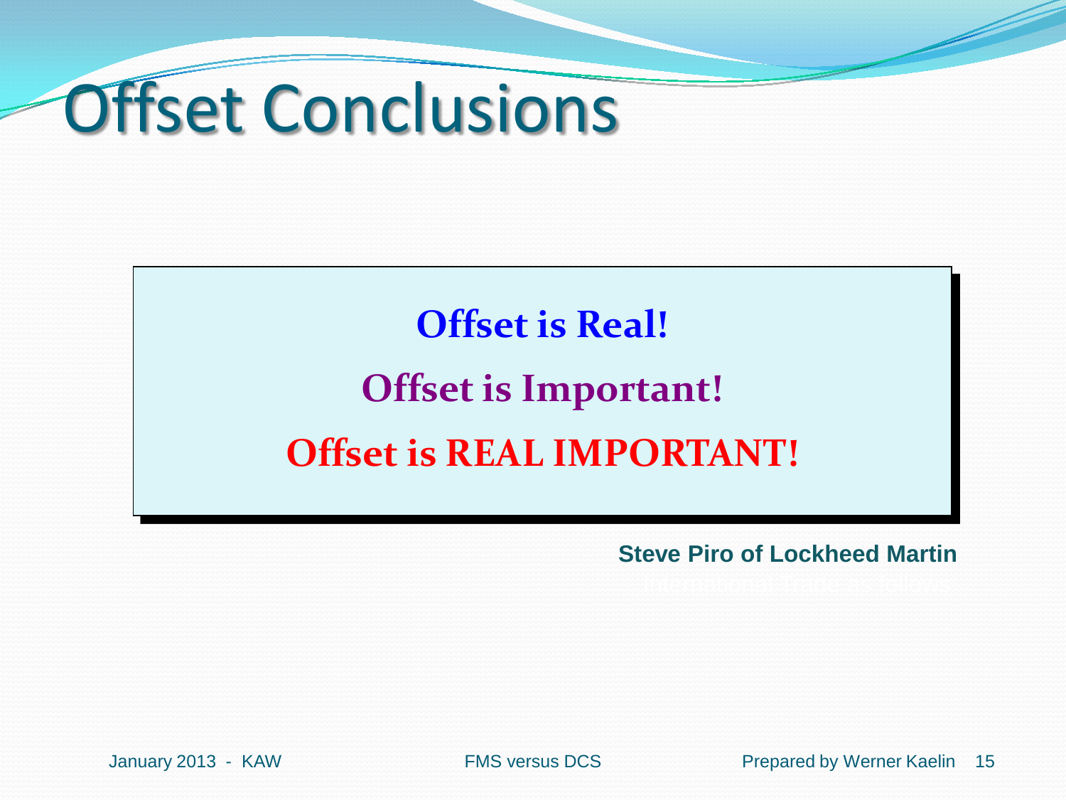# Offset Conclusions

**Offset is Real!**

**Offset is Important!**

**Offset is REAL IMPORTANT!**

**Steve Piro of Lockheed Martin**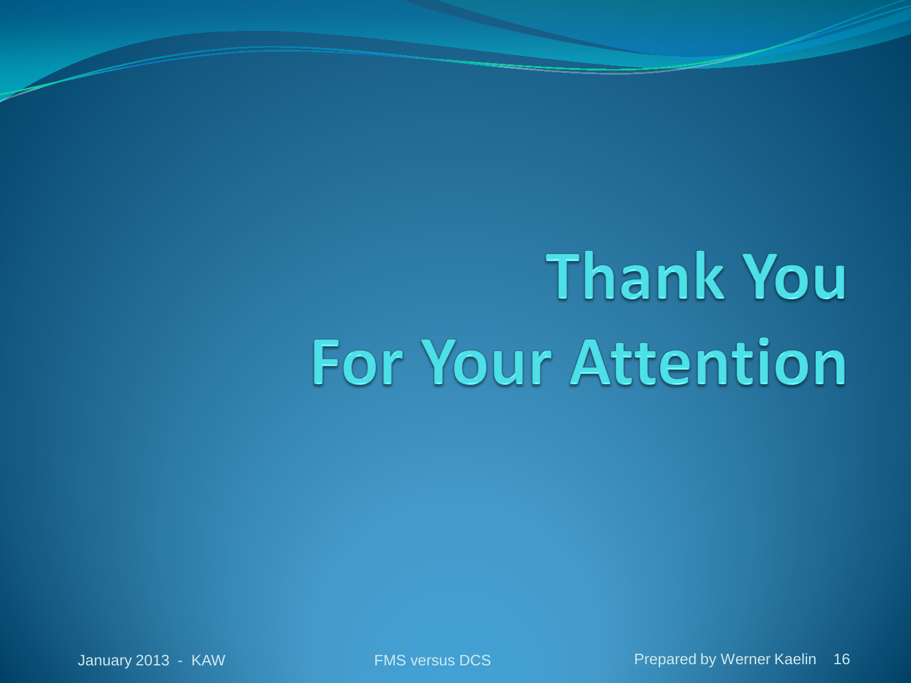# Thank You
# For Your Attention